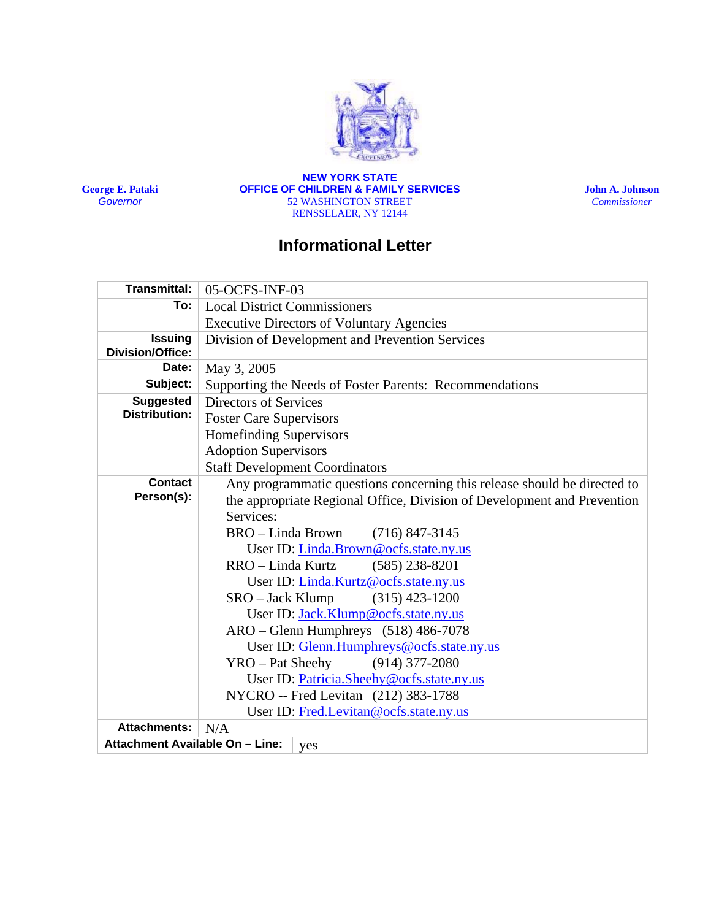**NEW YORK STATE**
**OFFICE OF CHILDREN & FAMILY SERVICES**
52 WASHINGTON STREET
RENSSELAER, NY 12144

**George E. Pataki**
*Governor*

**John A. Johnson**
*Commissioner*

## Informational Letter

| | |
|---|---|
| **Transmittal:** | 05-OCFS-INF-03 |
| **To:** | Local District Commissioners<br>Executive Directors of Voluntary Agencies |
| **Issuing Division/Office:** | Division of Development and Prevention Services |
| **Date:** | May 3, 2005 |
| **Subject:** | Supporting the Needs of Foster Parents: Recommendations |
| **Suggested Distribution:** | Directors of Services<br>Foster Care Supervisors<br>Homefinding Supervisors<br>Adoption Supervisors<br>Staff Development Coordinators |
| **Contact Person(s):** | Any programmatic questions concerning this release should be directed to the appropriate Regional Office, Division of Development and Prevention Services:<br>BRO – Linda Brown (716) 847-3145<br>User ID: Linda.Brown@ocfs.state.ny.us<br>RRO – Linda Kurtz (585) 238-8201<br>User ID: Linda.Kurtz@ocfs.state.ny.us<br>SRO – Jack Klump (315) 423-1200<br>User ID: Jack.Klump@ocfs.state.ny.us<br>ARO – Glenn Humphreys (518) 486-7078<br>User ID: Glenn.Humphreys@ocfs.state.ny.us<br>YRO – Pat Sheehy (914) 377-2080<br>User ID: Patricia.Sheehy@ocfs.state.ny.us<br>NYCRO -- Fred Levitan (212) 383-1788<br>User ID: Fred.Levitan@ocfs.state.ny.us |
| **Attachments:** | N/A |
| **Attachment Available On – Line:** | yes |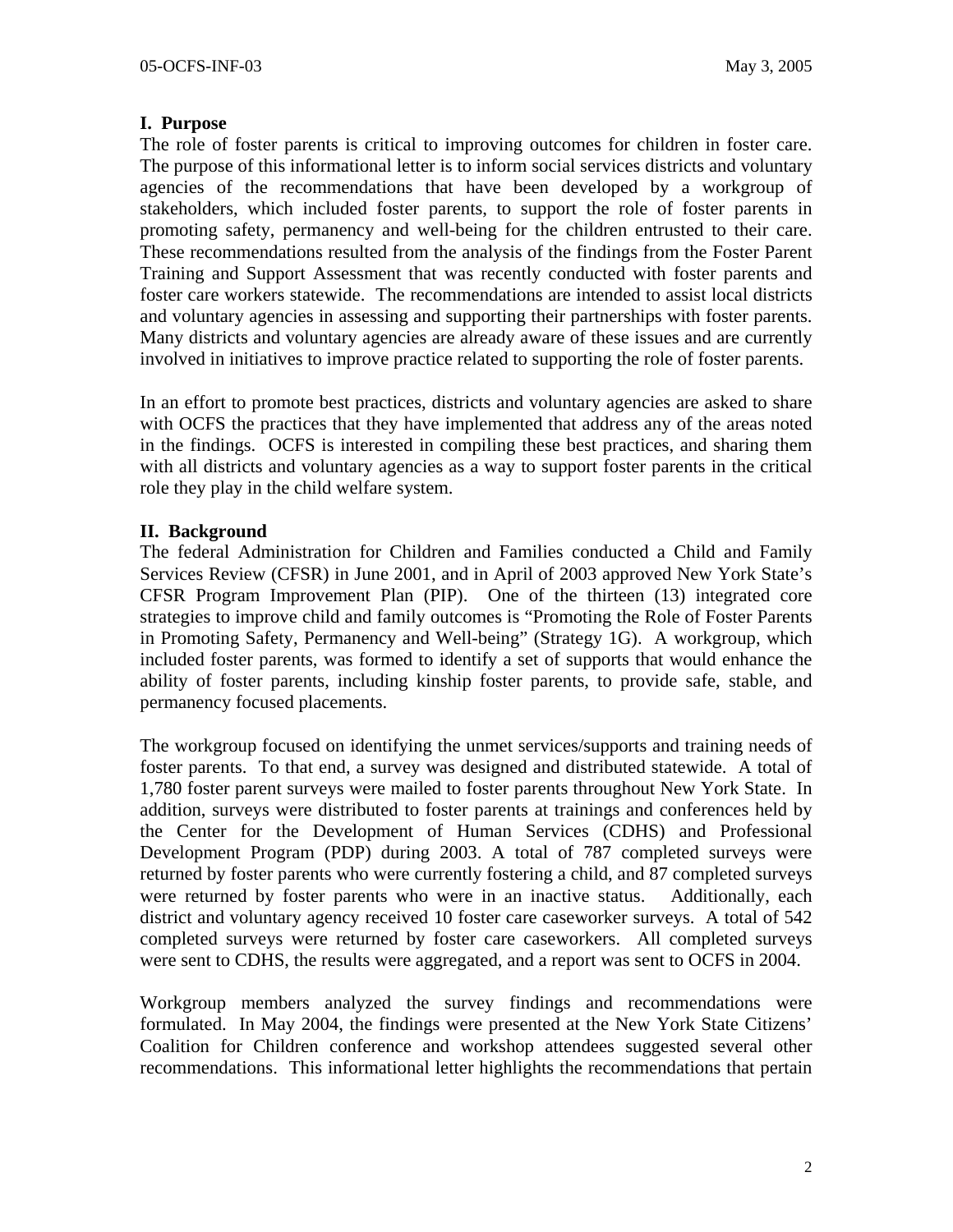## I. Purpose

The role of foster parents is critical to improving outcomes for children in foster care. The purpose of this informational letter is to inform social services districts and voluntary agencies of the recommendations that have been developed by a workgroup of stakeholders, which included foster parents, to support the role of foster parents in promoting safety, permanency and well-being for the children entrusted to their care. These recommendations resulted from the analysis of the findings from the Foster Parent Training and Support Assessment that was recently conducted with foster parents and foster care workers statewide. The recommendations are intended to assist local districts and voluntary agencies in assessing and supporting their partnerships with foster parents. Many districts and voluntary agencies are already aware of these issues and are currently involved in initiatives to improve practice related to supporting the role of foster parents.

In an effort to promote best practices, districts and voluntary agencies are asked to share with OCFS the practices that they have implemented that address any of the areas noted in the findings. OCFS is interested in compiling these best practices, and sharing them with all districts and voluntary agencies as a way to support foster parents in the critical role they play in the child welfare system.

## II. Background

The federal Administration for Children and Families conducted a Child and Family Services Review (CFSR) in June 2001, and in April of 2003 approved New York State's CFSR Program Improvement Plan (PIP). One of the thirteen (13) integrated core strategies to improve child and family outcomes is "Promoting the Role of Foster Parents in Promoting Safety, Permanency and Well-being" (Strategy 1G). A workgroup, which included foster parents, was formed to identify a set of supports that would enhance the ability of foster parents, including kinship foster parents, to provide safe, stable, and permanency focused placements.

The workgroup focused on identifying the unmet services/supports and training needs of foster parents. To that end, a survey was designed and distributed statewide. A total of 1,780 foster parent surveys were mailed to foster parents throughout New York State. In addition, surveys were distributed to foster parents at trainings and conferences held by the Center for the Development of Human Services (CDHS) and Professional Development Program (PDP) during 2003. A total of 787 completed surveys were returned by foster parents who were currently fostering a child, and 87 completed surveys were returned by foster parents who were in an inactive status. Additionally, each district and voluntary agency received 10 foster care caseworker surveys. A total of 542 completed surveys were returned by foster care caseworkers. All completed surveys were sent to CDHS, the results were aggregated, and a report was sent to OCFS in 2004.

Workgroup members analyzed the survey findings and recommendations were formulated. In May 2004, the findings were presented at the New York State Citizens' Coalition for Children conference and workshop attendees suggested several other recommendations. This informational letter highlights the recommendations that pertain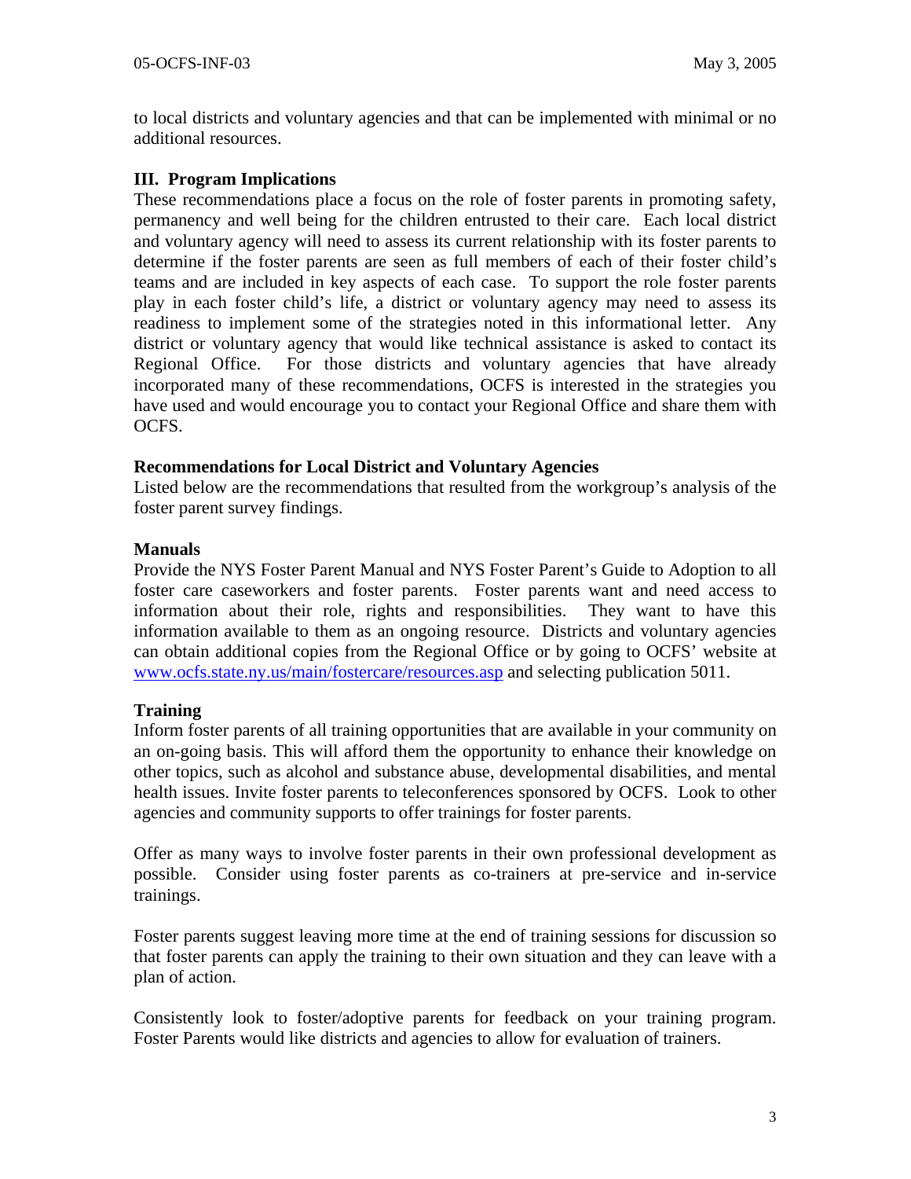to local districts and voluntary agencies and that can be implemented with minimal or no additional resources.

### III. Program Implications

These recommendations place a focus on the role of foster parents in promoting safety, permanency and well being for the children entrusted to their care. Each local district and voluntary agency will need to assess its current relationship with its foster parents to determine if the foster parents are seen as full members of each of their foster child's teams and are included in key aspects of each case. To support the role foster parents play in each foster child's life, a district or voluntary agency may need to assess its readiness to implement some of the strategies noted in this informational letter. Any district or voluntary agency that would like technical assistance is asked to contact its Regional Office. For those districts and voluntary agencies that have already incorporated many of these recommendations, OCFS is interested in the strategies you have used and would encourage you to contact your Regional Office and share them with OCFS.

#### Recommendations for Local District and Voluntary Agencies

Listed below are the recommendations that resulted from the workgroup's analysis of the foster parent survey findings.

#### Manuals

Provide the NYS Foster Parent Manual and NYS Foster Parent's Guide to Adoption to all foster care caseworkers and foster parents. Foster parents want and need access to information about their role, rights and responsibilities. They want to have this information available to them as an ongoing resource. Districts and voluntary agencies can obtain additional copies from the Regional Office or by going to OCFS' website at www.ocfs.state.ny.us/main/fostercare/resources.asp and selecting publication 5011.

#### Training

Inform foster parents of all training opportunities that are available in your community on an on-going basis. This will afford them the opportunity to enhance their knowledge on other topics, such as alcohol and substance abuse, developmental disabilities, and mental health issues. Invite foster parents to teleconferences sponsored by OCFS. Look to other agencies and community supports to offer trainings for foster parents.

Offer as many ways to involve foster parents in their own professional development as possible. Consider using foster parents as co-trainers at pre-service and in-service trainings.

Foster parents suggest leaving more time at the end of training sessions for discussion so that foster parents can apply the training to their own situation and they can leave with a plan of action.

Consistently look to foster/adoptive parents for feedback on your training program. Foster Parents would like districts and agencies to allow for evaluation of trainers.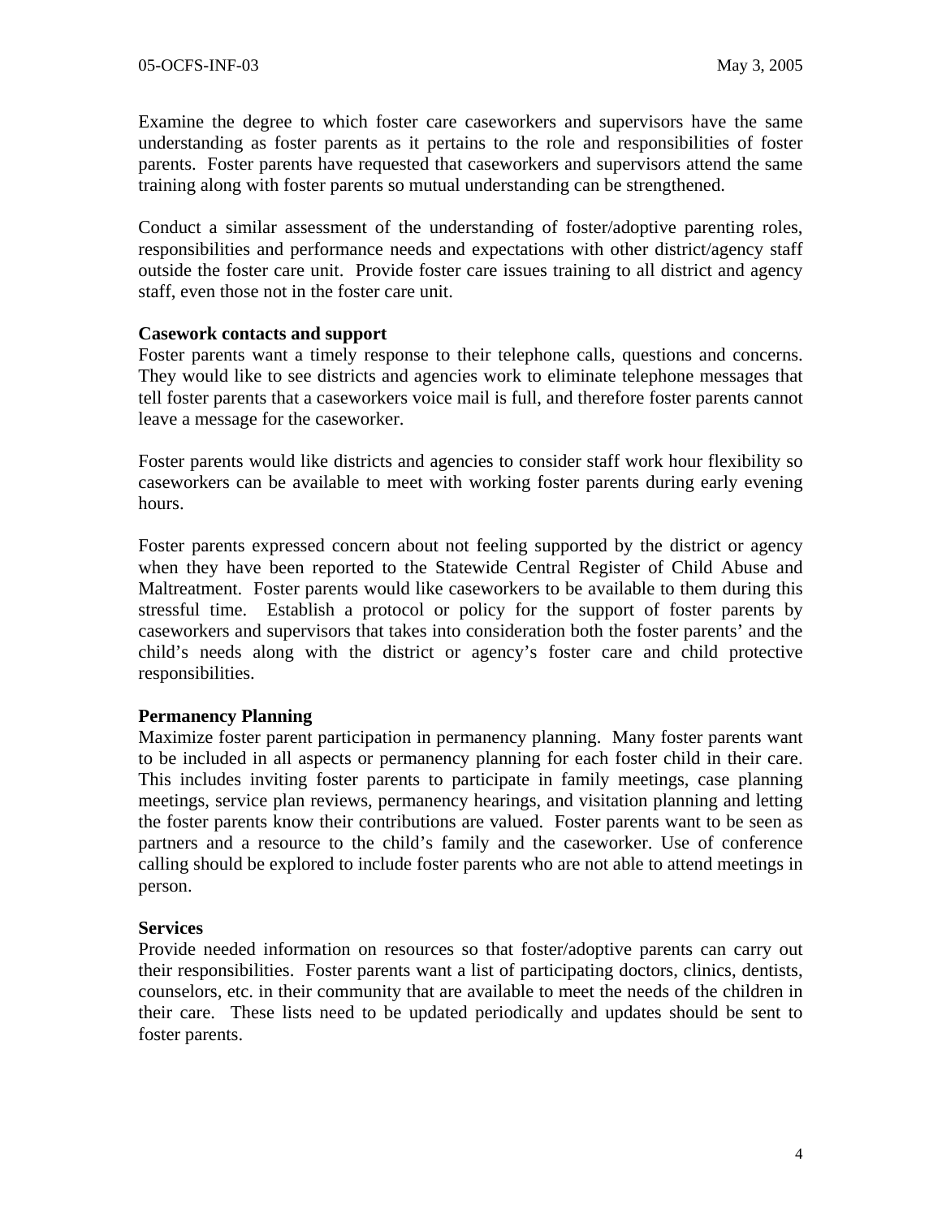Examine the degree to which foster care caseworkers and supervisors have the same understanding as foster parents as it pertains to the role and responsibilities of foster parents. Foster parents have requested that caseworkers and supervisors attend the same training along with foster parents so mutual understanding can be strengthened.

Conduct a similar assessment of the understanding of foster/adoptive parenting roles, responsibilities and performance needs and expectations with other district/agency staff outside the foster care unit. Provide foster care issues training to all district and agency staff, even those not in the foster care unit.

**Casework contacts and support**

Foster parents want a timely response to their telephone calls, questions and concerns. They would like to see districts and agencies work to eliminate telephone messages that tell foster parents that a caseworkers voice mail is full, and therefore foster parents cannot leave a message for the caseworker.

Foster parents would like districts and agencies to consider staff work hour flexibility so caseworkers can be available to meet with working foster parents during early evening hours.

Foster parents expressed concern about not feeling supported by the district or agency when they have been reported to the Statewide Central Register of Child Abuse and Maltreatment. Foster parents would like caseworkers to be available to them during this stressful time. Establish a protocol or policy for the support of foster parents by caseworkers and supervisors that takes into consideration both the foster parents' and the child's needs along with the district or agency's foster care and child protective responsibilities.

**Permanency Planning**

Maximize foster parent participation in permanency planning. Many foster parents want to be included in all aspects or permanency planning for each foster child in their care. This includes inviting foster parents to participate in family meetings, case planning meetings, service plan reviews, permanency hearings, and visitation planning and letting the foster parents know their contributions are valued. Foster parents want to be seen as partners and a resource to the child's family and the caseworker. Use of conference calling should be explored to include foster parents who are not able to attend meetings in person.

**Services**

Provide needed information on resources so that foster/adoptive parents can carry out their responsibilities. Foster parents want a list of participating doctors, clinics, dentists, counselors, etc. in their community that are available to meet the needs of the children in their care. These lists need to be updated periodically and updates should be sent to foster parents.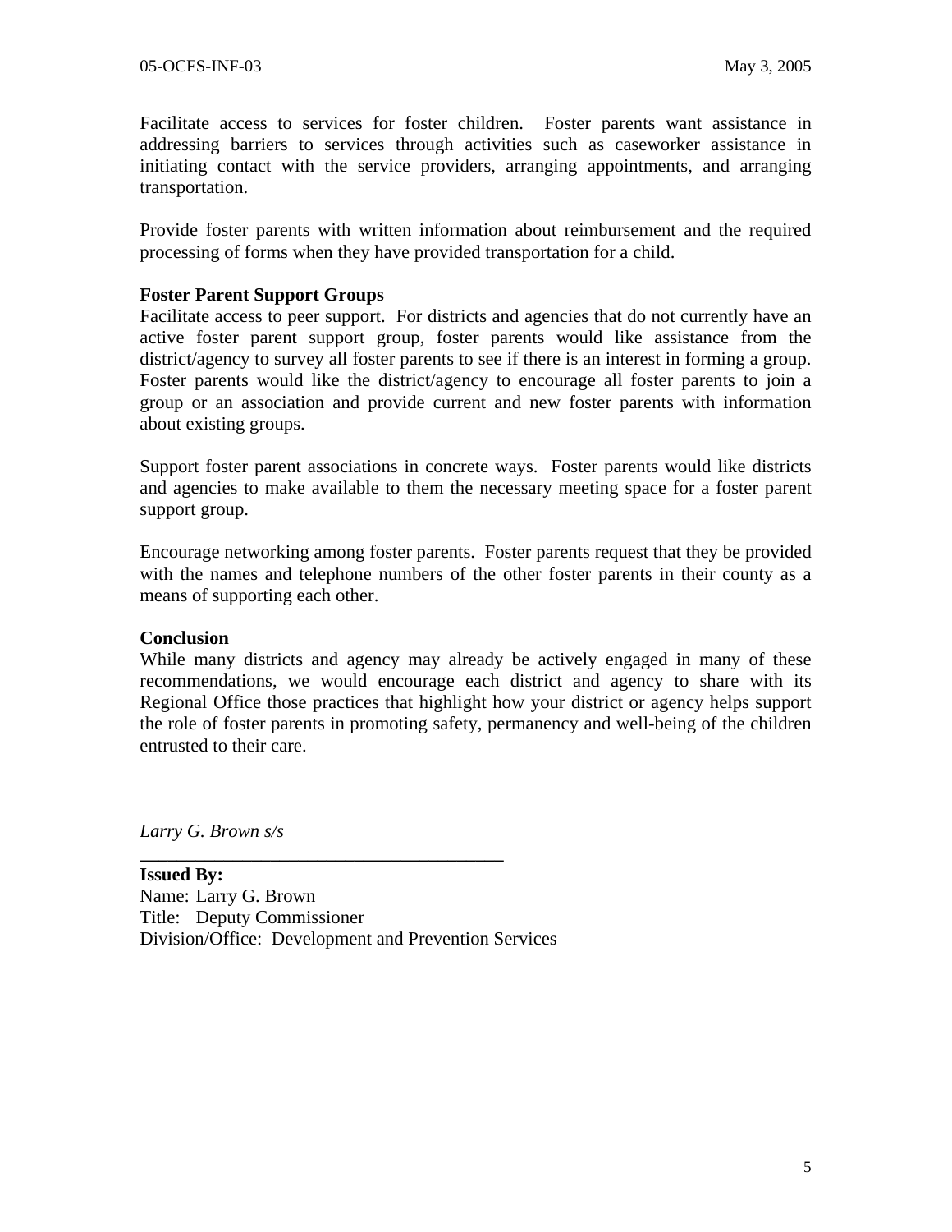Facilitate access to services for foster children. Foster parents want assistance in addressing barriers to services through activities such as caseworker assistance in initiating contact with the service providers, arranging appointments, and arranging transportation.

Provide foster parents with written information about reimbursement and the required processing of forms when they have provided transportation for a child.

**Foster Parent Support Groups**

Facilitate access to peer support. For districts and agencies that do not currently have an active foster parent support group, foster parents would like assistance from the district/agency to survey all foster parents to see if there is an interest in forming a group. Foster parents would like the district/agency to encourage all foster parents to join a group or an association and provide current and new foster parents with information about existing groups.

Support foster parent associations in concrete ways. Foster parents would like districts and agencies to make available to them the necessary meeting space for a foster parent support group.

Encourage networking among foster parents. Foster parents request that they be provided with the names and telephone numbers of the other foster parents in their county as a means of supporting each other.

**Conclusion**

While many districts and agency may already be actively engaged in many of these recommendations, we would encourage each district and agency to share with its Regional Office those practices that highlight how your district or agency helps support the role of foster parents in promoting safety, permanency and well-being of the children entrusted to their care.

*Larry G. Brown s/s*

---

**Issued By:**

Name: Larry G. Brown
Title: Deputy Commissioner
Division/Office: Development and Prevention Services